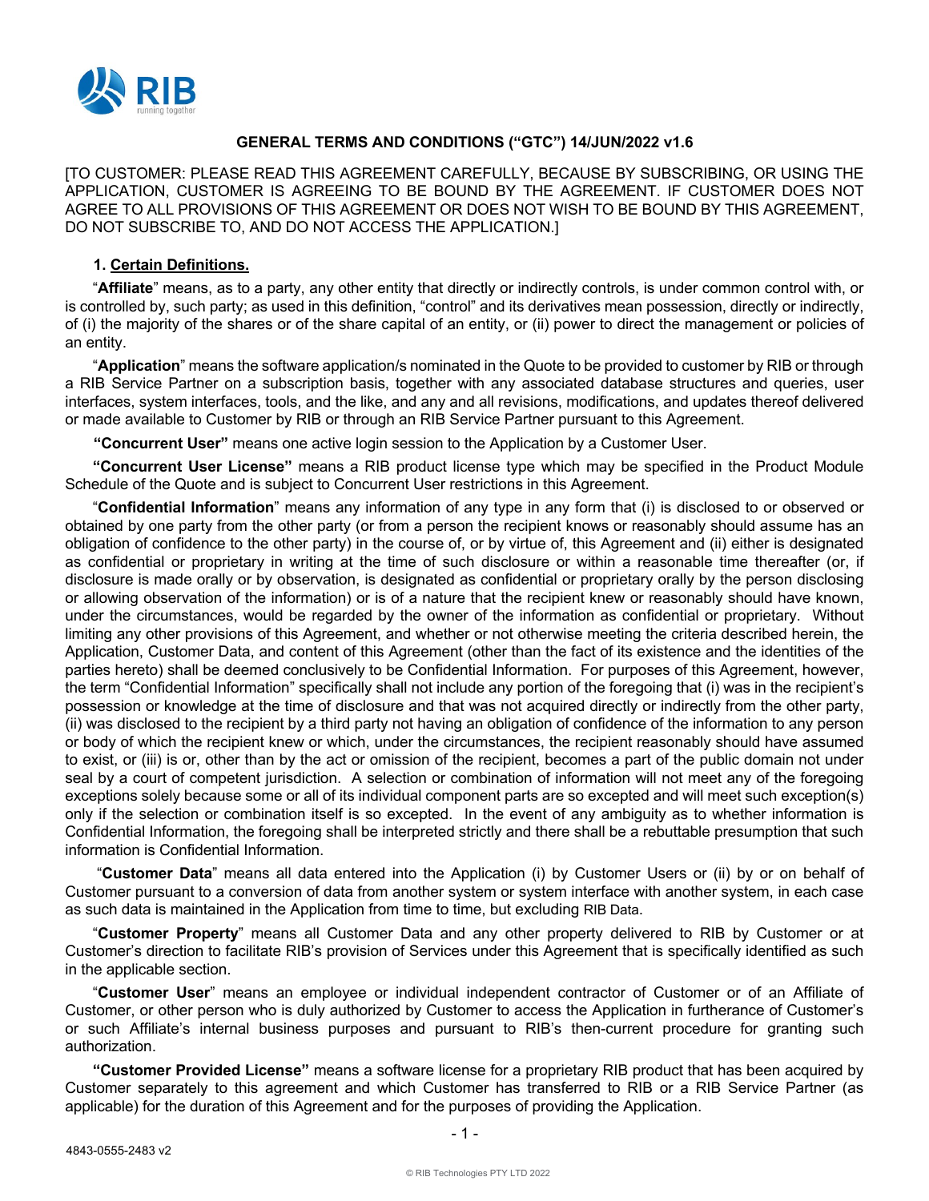# GENERAL TERMS AND CONDITIONS ("GTC") 14/JUN/2022 v1.6

[TO CUSTOMER: PLEASE READ THIS AGREEMENT CAREFULLY, BECAUSE BY SUBSCRIBING, OR USING THE APPLICATION, CUSTOMER IS AGREEING TO BE BOUND BY THE AGREEMENT. IF CUSTOMER DOES NOT AGREE TO ALL PROVISIONS OF THIS AGREEMENT OR DOES NOT WISH TO BE BOUND BY THIS AGREEMENT, DO NOT SUBSCRIBE TO, AND DO NOT ACCESS THE APPLICATION.]

## 1. Certain Definitions.

"**Affiliate**" means, as to a party, any other entity that directly or indirectly controls, is under common control with, or is controlled by, such party; as used in this definition, "control" and its derivatives mean possession, directly or indirectly, of (i) the majority of the shares or of the share capital of an entity, or (ii) power to direct the management or policies of an entity.

"**Application**" means the software application/s nominated in the Quote to be provided to customer by RIB or through a RIB Service Partner on a subscription basis, together with any associated database structures and queries, user interfaces, system interfaces, tools, and the like, and any and all revisions, modifications, and updates thereof delivered or made available to Customer by RIB or through an RIB Service Partner pursuant to this Agreement.

**"Concurrent User"** means one active login session to the Application by a Customer User.

**"Concurrent User License"** means a RIB product license type which may be specified in the Product Module Schedule of the Quote and is subject to Concurrent User restrictions in this Agreement.

"**Confidential Information**" means any information of any type in any form that (i) is disclosed to or observed or obtained by one party from the other party (or from a person the recipient knows or reasonably should assume has an obligation of confidence to the other party) in the course of, or by virtue of, this Agreement and (ii) either is designated as confidential or proprietary in writing at the time of such disclosure or within a reasonable time thereafter (or, if disclosure is made orally or by observation, is designated as confidential or proprietary orally by the person disclosing or allowing observation of the information) or is of a nature that the recipient knew or reasonably should have known, under the circumstances, would be regarded by the owner of the information as confidential or proprietary. Without limiting any other provisions of this Agreement, and whether or not otherwise meeting the criteria described herein, the Application, Customer Data, and content of this Agreement (other than the fact of its existence and the identities of the parties hereto) shall be deemed conclusively to be Confidential Information. For purposes of this Agreement, however, the term "Confidential Information" specifically shall not include any portion of the foregoing that (i) was in the recipient's possession or knowledge at the time of disclosure and that was not acquired directly or indirectly from the other party, (ii) was disclosed to the recipient by a third party not having an obligation of confidence of the information to any person or body of which the recipient knew or which, under the circumstances, the recipient reasonably should have assumed to exist, or (iii) is or, other than by the act or omission of the recipient, becomes a part of the public domain not under seal by a court of competent jurisdiction. A selection or combination of information will not meet any of the foregoing exceptions solely because some or all of its individual component parts are so excepted and will meet such exception(s) only if the selection or combination itself is so excepted. In the event of any ambiguity as to whether information is Confidential Information, the foregoing shall be interpreted strictly and there shall be a rebuttable presumption that such information is Confidential Information.

"**Customer Data**" means all data entered into the Application (i) by Customer Users or (ii) by or on behalf of Customer pursuant to a conversion of data from another system or system interface with another system, in each case as such data is maintained in the Application from time to time, but excluding RIB Data.

"**Customer Property**" means all Customer Data and any other property delivered to RIB by Customer or at Customer's direction to facilitate RIB's provision of Services under this Agreement that is specifically identified as such in the applicable section.

"**Customer User**" means an employee or individual independent contractor of Customer or of an Affiliate of Customer, or other person who is duly authorized by Customer to access the Application in furtherance of Customer's or such Affiliate's internal business purposes and pursuant to RIB's then-current procedure for granting such authorization.

**"Customer Provided License"** means a software license for a proprietary RIB product that has been acquired by Customer separately to this agreement and which Customer has transferred to RIB or a RIB Service Partner (as applicable) for the duration of this Agreement and for the purposes of providing the Application.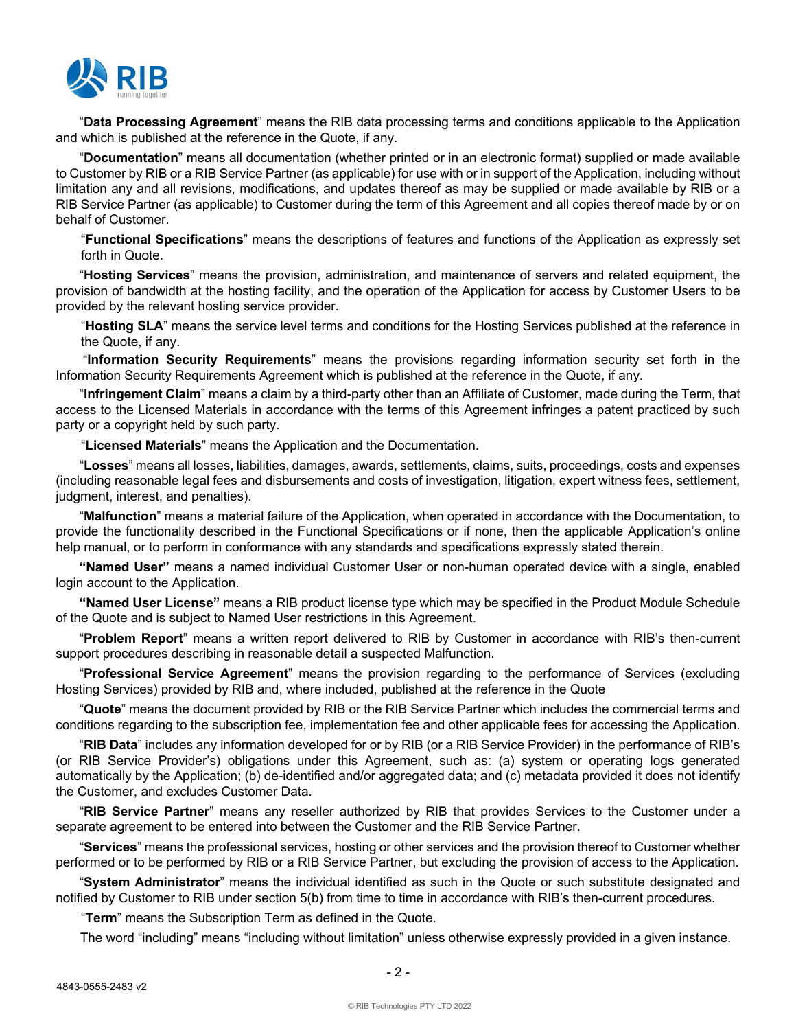"**Data Processing Agreement**" means the RIB data processing terms and conditions applicable to the Application and which is published at the reference in the Quote, if any.

"**Documentation**" means all documentation (whether printed or in an electronic format) supplied or made available to Customer by RIB or a RIB Service Partner (as applicable) for use with or in support of the Application, including without limitation any and all revisions, modifications, and updates thereof as may be supplied or made available by RIB or a RIB Service Partner (as applicable) to Customer during the term of this Agreement and all copies thereof made by or on behalf of Customer.

"**Functional Specifications**" means the descriptions of features and functions of the Application as expressly set forth in Quote.

"**Hosting Services**" means the provision, administration, and maintenance of servers and related equipment, the provision of bandwidth at the hosting facility, and the operation of the Application for access by Customer Users to be provided by the relevant hosting service provider.

"**Hosting SLA**" means the service level terms and conditions for the Hosting Services published at the reference in the Quote, if any.

"**Information Security Requirements**" means the provisions regarding information security set forth in the Information Security Requirements Agreement which is published at the reference in the Quote, if any.

"**Infringement Claim**" means a claim by a third-party other than an Affiliate of Customer, made during the Term, that access to the Licensed Materials in accordance with the terms of this Agreement infringes a patent practiced by such party or a copyright held by such party.

"**Licensed Materials**" means the Application and the Documentation.

"**Losses**" means all losses, liabilities, damages, awards, settlements, claims, suits, proceedings, costs and expenses (including reasonable legal fees and disbursements and costs of investigation, litigation, expert witness fees, settlement, judgment, interest, and penalties).

"**Malfunction**" means a material failure of the Application, when operated in accordance with the Documentation, to provide the functionality described in the Functional Specifications or if none, then the applicable Application's online help manual, or to perform in conformance with any standards and specifications expressly stated therein.

**"Named User"** means a named individual Customer User or non-human operated device with a single, enabled login account to the Application.

**"Named User License"** means a RIB product license type which may be specified in the Product Module Schedule of the Quote and is subject to Named User restrictions in this Agreement.

"**Problem Report**" means a written report delivered to RIB by Customer in accordance with RIB's then-current support procedures describing in reasonable detail a suspected Malfunction.

"**Professional Service Agreement**" means the provision regarding to the performance of Services (excluding Hosting Services) provided by RIB and, where included, published at the reference in the Quote

"**Quote**" means the document provided by RIB or the RIB Service Partner which includes the commercial terms and conditions regarding to the subscription fee, implementation fee and other applicable fees for accessing the Application.

"**RIB Data**" includes any information developed for or by RIB (or a RIB Service Provider) in the performance of RIB's (or RIB Service Provider's) obligations under this Agreement, such as: (a) system or operating logs generated automatically by the Application; (b) de-identified and/or aggregated data; and (c) metadata provided it does not identify the Customer, and excludes Customer Data.

"**RIB Service Partner**" means any reseller authorized by RIB that provides Services to the Customer under a separate agreement to be entered into between the Customer and the RIB Service Partner.

"**Services**" means the professional services, hosting or other services and the provision thereof to Customer whether performed or to be performed by RIB or a RIB Service Partner, but excluding the provision of access to the Application.

"**System Administrator**" means the individual identified as such in the Quote or such substitute designated and notified by Customer to RIB under section 5(b) from time to time in accordance with RIB's then-current procedures.

"**Term**" means the Subscription Term as defined in the Quote.

The word "including" means "including without limitation" unless otherwise expressly provided in a given instance.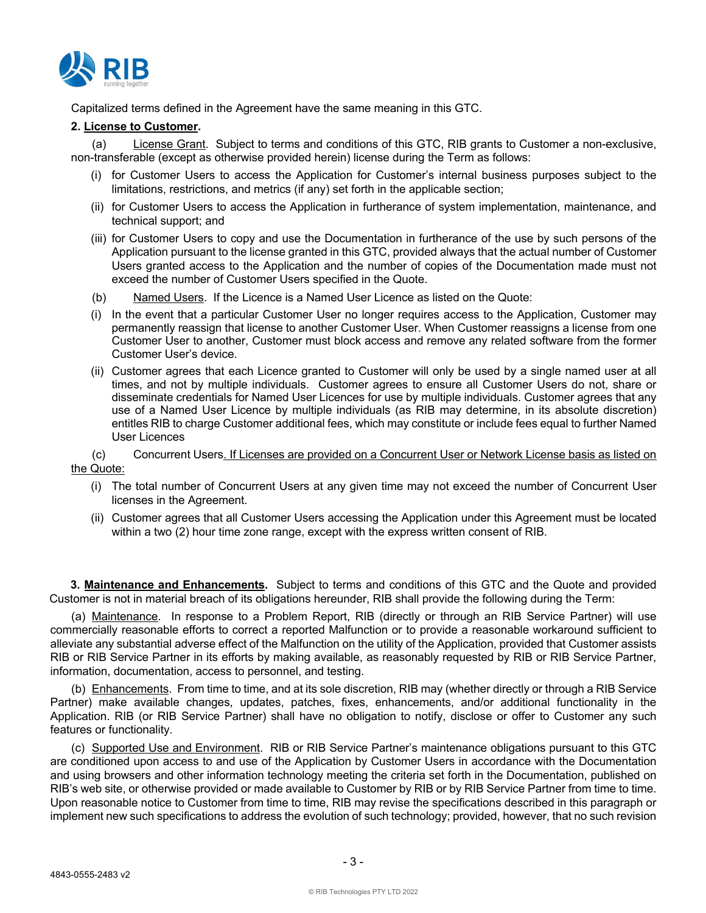Capitalized terms defined in the Agreement have the same meaning in this GTC.

**2. License to Customer.**

(a) License Grant. Subject to terms and conditions of this GTC, RIB grants to Customer a non-exclusive, non-transferable (except as otherwise provided herein) license during the Term as follows:

(i) for Customer Users to access the Application for Customer's internal business purposes subject to the limitations, restrictions, and metrics (if any) set forth in the applicable section;

(ii) for Customer Users to access the Application in furtherance of system implementation, maintenance, and technical support; and

(iii) for Customer Users to copy and use the Documentation in furtherance of the use by such persons of the Application pursuant to the license granted in this GTC, provided always that the actual number of Customer Users granted access to the Application and the number of copies of the Documentation made must not exceed the number of Customer Users specified in the Quote.

(b) Named Users. If the Licence is a Named User Licence as listed on the Quote:

(i) In the event that a particular Customer User no longer requires access to the Application, Customer may permanently reassign that license to another Customer User. When Customer reassigns a license from one Customer User to another, Customer must block access and remove any related software from the former Customer User's device.

(ii) Customer agrees that each Licence granted to Customer will only be used by a single named user at all times, and not by multiple individuals. Customer agrees to ensure all Customer Users do not, share or disseminate credentials for Named User Licences for use by multiple individuals. Customer agrees that any use of a Named User Licence by multiple individuals (as RIB may determine, in its absolute discretion) entitles RIB to charge Customer additional fees, which may constitute or include fees equal to further Named User Licences

(c) Concurrent Users. If Licenses are provided on a Concurrent User or Network License basis as listed on the Quote:

(i) The total number of Concurrent Users at any given time may not exceed the number of Concurrent User licenses in the Agreement.

(ii) Customer agrees that all Customer Users accessing the Application under this Agreement must be located within a two (2) hour time zone range, except with the express written consent of RIB.

**3. Maintenance and Enhancements.** Subject to terms and conditions of this GTC and the Quote and provided Customer is not in material breach of its obligations hereunder, RIB shall provide the following during the Term:

(a) Maintenance. In response to a Problem Report, RIB (directly or through an RIB Service Partner) will use commercially reasonable efforts to correct a reported Malfunction or to provide a reasonable workaround sufficient to alleviate any substantial adverse effect of the Malfunction on the utility of the Application, provided that Customer assists RIB or RIB Service Partner in its efforts by making available, as reasonably requested by RIB or RIB Service Partner, information, documentation, access to personnel, and testing.

(b) Enhancements. From time to time, and at its sole discretion, RIB may (whether directly or through a RIB Service Partner) make available changes, updates, patches, fixes, enhancements, and/or additional functionality in the Application. RIB (or RIB Service Partner) shall have no obligation to notify, disclose or offer to Customer any such features or functionality.

(c) Supported Use and Environment. RIB or RIB Service Partner's maintenance obligations pursuant to this GTC are conditioned upon access to and use of the Application by Customer Users in accordance with the Documentation and using browsers and other information technology meeting the criteria set forth in the Documentation, published on RIB's web site, or otherwise provided or made available to Customer by RIB or by RIB Service Partner from time to time. Upon reasonable notice to Customer from time to time, RIB may revise the specifications described in this paragraph or implement new such specifications to address the evolution of such technology; provided, however, that no such revision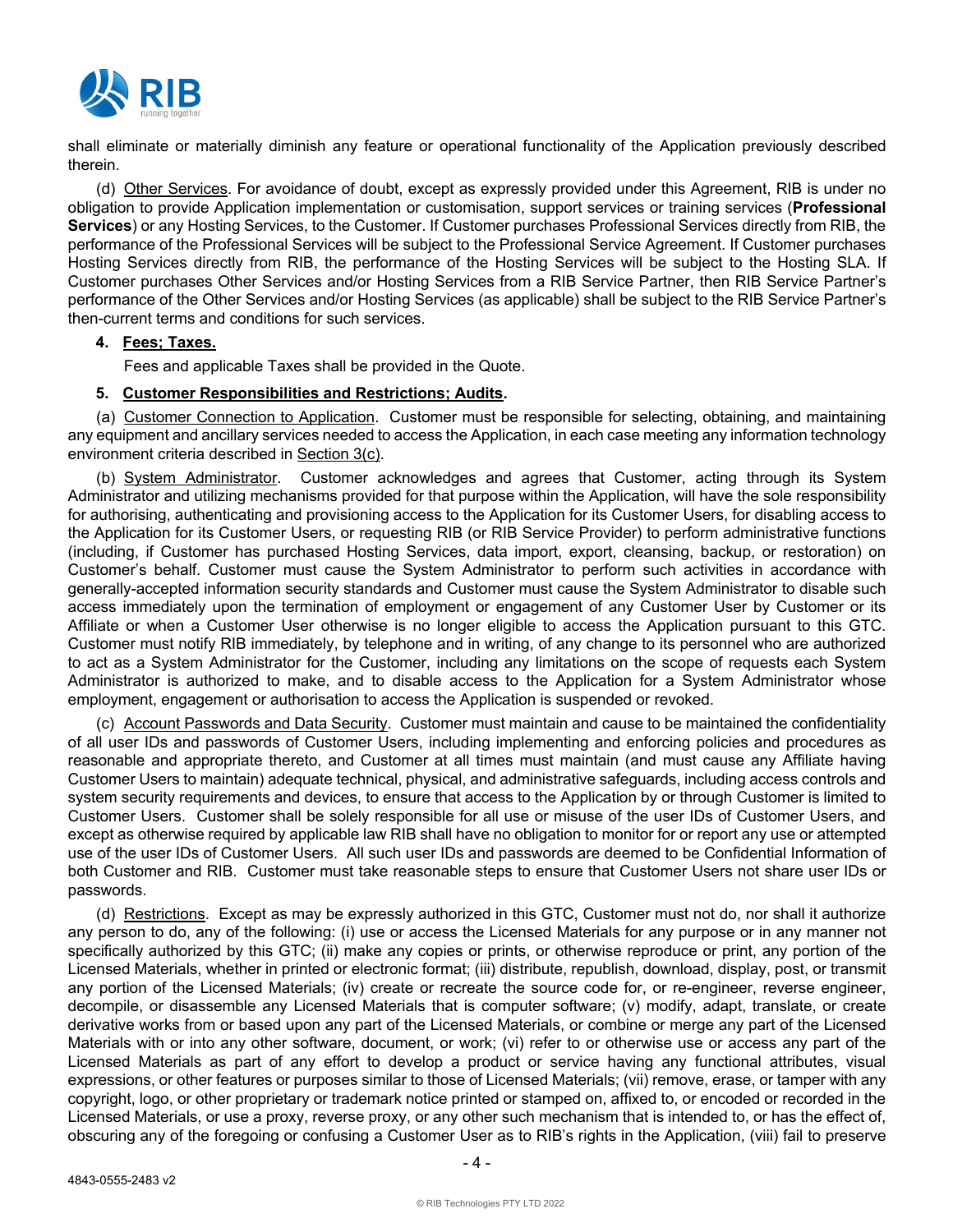shall eliminate or materially diminish any feature or operational functionality of the Application previously described therein.

(d) Other Services. For avoidance of doubt, except as expressly provided under this Agreement, RIB is under no obligation to provide Application implementation or customisation, support services or training services (**Professional Services**) or any Hosting Services, to the Customer. If Customer purchases Professional Services directly from RIB, the performance of the Professional Services will be subject to the Professional Service Agreement. If Customer purchases Hosting Services directly from RIB, the performance of the Hosting Services will be subject to the Hosting SLA. If Customer purchases Other Services and/or Hosting Services from a RIB Service Partner, then RIB Service Partner's performance of the Other Services and/or Hosting Services (as applicable) shall be subject to the RIB Service Partner's then-current terms and conditions for such services.

**4. Fees; Taxes.**

Fees and applicable Taxes shall be provided in the Quote.

**5. Customer Responsibilities and Restrictions; Audits.**

(a) Customer Connection to Application. Customer must be responsible for selecting, obtaining, and maintaining any equipment and ancillary services needed to access the Application, in each case meeting any information technology environment criteria described in Section 3(c).

(b) System Administrator. Customer acknowledges and agrees that Customer, acting through its System Administrator and utilizing mechanisms provided for that purpose within the Application, will have the sole responsibility for authorising, authenticating and provisioning access to the Application for its Customer Users, for disabling access to the Application for its Customer Users, or requesting RIB (or RIB Service Provider) to perform administrative functions (including, if Customer has purchased Hosting Services, data import, export, cleansing, backup, or restoration) on Customer's behalf. Customer must cause the System Administrator to perform such activities in accordance with generally-accepted information security standards and Customer must cause the System Administrator to disable such access immediately upon the termination of employment or engagement of any Customer User by Customer or its Affiliate or when a Customer User otherwise is no longer eligible to access the Application pursuant to this GTC. Customer must notify RIB immediately, by telephone and in writing, of any change to its personnel who are authorized to act as a System Administrator for the Customer, including any limitations on the scope of requests each System Administrator is authorized to make, and to disable access to the Application for a System Administrator whose employment, engagement or authorisation to access the Application is suspended or revoked.

(c) Account Passwords and Data Security. Customer must maintain and cause to be maintained the confidentiality of all user IDs and passwords of Customer Users, including implementing and enforcing policies and procedures as reasonable and appropriate thereto, and Customer at all times must maintain (and must cause any Affiliate having Customer Users to maintain) adequate technical, physical, and administrative safeguards, including access controls and system security requirements and devices, to ensure that access to the Application by or through Customer is limited to Customer Users. Customer shall be solely responsible for all use or misuse of the user IDs of Customer Users, and except as otherwise required by applicable law RIB shall have no obligation to monitor for or report any use or attempted use of the user IDs of Customer Users. All such user IDs and passwords are deemed to be Confidential Information of both Customer and RIB. Customer must take reasonable steps to ensure that Customer Users not share user IDs or passwords.

(d) Restrictions. Except as may be expressly authorized in this GTC, Customer must not do, nor shall it authorize any person to do, any of the following: (i) use or access the Licensed Materials for any purpose or in any manner not specifically authorized by this GTC; (ii) make any copies or prints, or otherwise reproduce or print, any portion of the Licensed Materials, whether in printed or electronic format; (iii) distribute, republish, download, display, post, or transmit any portion of the Licensed Materials; (iv) create or recreate the source code for, or re-engineer, reverse engineer, decompile, or disassemble any Licensed Materials that is computer software; (v) modify, adapt, translate, or create derivative works from or based upon any part of the Licensed Materials, or combine or merge any part of the Licensed Materials with or into any other software, document, or work; (vi) refer to or otherwise use or access any part of the Licensed Materials as part of any effort to develop a product or service having any functional attributes, visual expressions, or other features or purposes similar to those of Licensed Materials; (vii) remove, erase, or tamper with any copyright, logo, or other proprietary or trademark notice printed or stamped on, affixed to, or encoded or recorded in the Licensed Materials, or use a proxy, reverse proxy, or any other such mechanism that is intended to, or has the effect of, obscuring any of the foregoing or confusing a Customer User as to RIB's rights in the Application, (viii) fail to preserve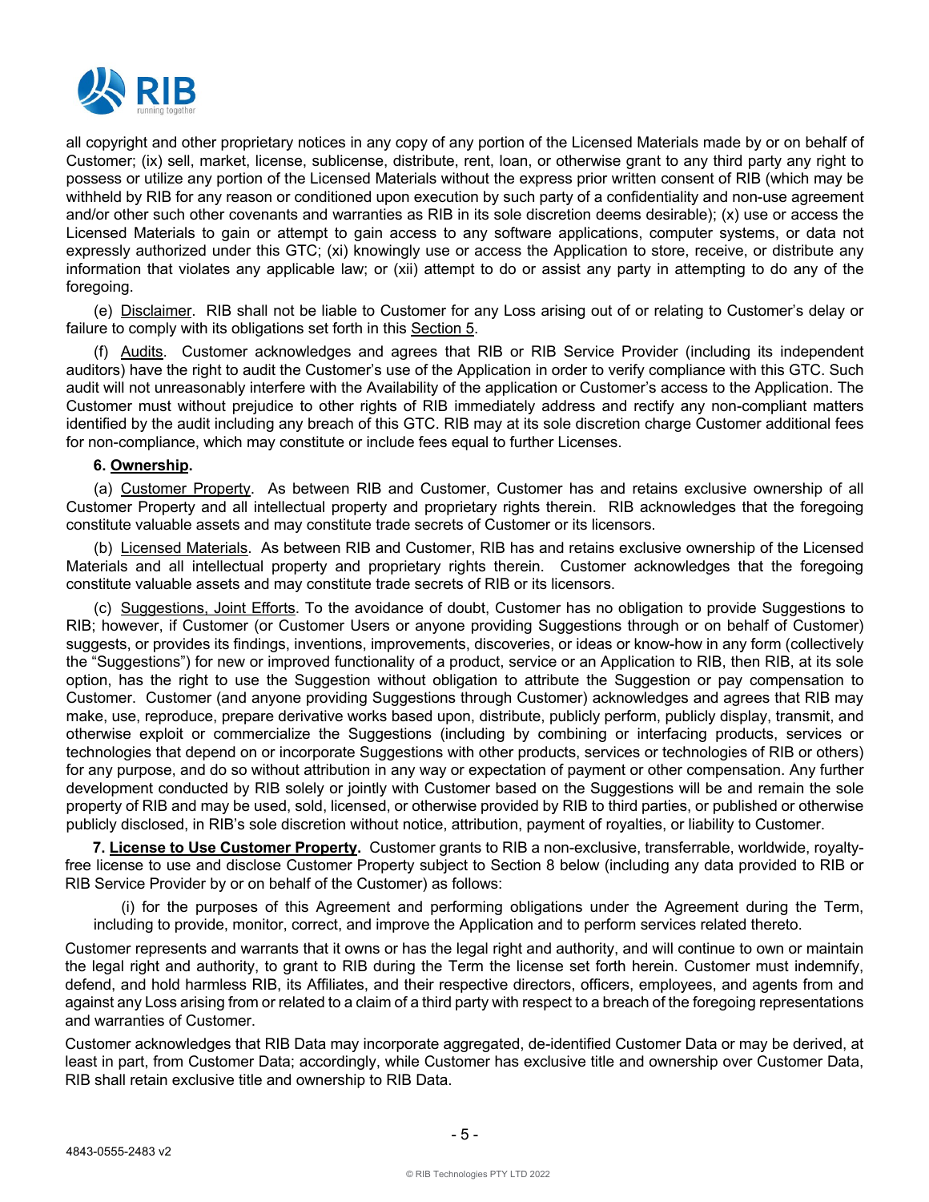all copyright and other proprietary notices in any copy of any portion of the Licensed Materials made by or on behalf of Customer; (ix) sell, market, license, sublicense, distribute, rent, loan, or otherwise grant to any third party any right to possess or utilize any portion of the Licensed Materials without the express prior written consent of RIB (which may be withheld by RIB for any reason or conditioned upon execution by such party of a confidentiality and non-use agreement and/or other such other covenants and warranties as RIB in its sole discretion deems desirable); (x) use or access the Licensed Materials to gain or attempt to gain access to any software applications, computer systems, or data not expressly authorized under this GTC; (xi) knowingly use or access the Application to store, receive, or distribute any information that violates any applicable law; or (xii) attempt to do or assist any party in attempting to do any of the foregoing.

(e) Disclaimer. RIB shall not be liable to Customer for any Loss arising out of or relating to Customer's delay or failure to comply with its obligations set forth in this Section 5.

(f) Audits. Customer acknowledges and agrees that RIB or RIB Service Provider (including its independent auditors) have the right to audit the Customer's use of the Application in order to verify compliance with this GTC. Such audit will not unreasonably interfere with the Availability of the application or Customer's access to the Application. The Customer must without prejudice to other rights of RIB immediately address and rectify any non-compliant matters identified by the audit including any breach of this GTC. RIB may at its sole discretion charge Customer additional fees for non-compliance, which may constitute or include fees equal to further Licenses.

**6. Ownership.**

(a) Customer Property. As between RIB and Customer, Customer has and retains exclusive ownership of all Customer Property and all intellectual property and proprietary rights therein. RIB acknowledges that the foregoing constitute valuable assets and may constitute trade secrets of Customer or its licensors.

(b) Licensed Materials. As between RIB and Customer, RIB has and retains exclusive ownership of the Licensed Materials and all intellectual property and proprietary rights therein. Customer acknowledges that the foregoing constitute valuable assets and may constitute trade secrets of RIB or its licensors.

(c) Suggestions, Joint Efforts. To the avoidance of doubt, Customer has no obligation to provide Suggestions to RIB; however, if Customer (or Customer Users or anyone providing Suggestions through or on behalf of Customer) suggests, or provides its findings, inventions, improvements, discoveries, or ideas or know-how in any form (collectively the "Suggestions") for new or improved functionality of a product, service or an Application to RIB, then RIB, at its sole option, has the right to use the Suggestion without obligation to attribute the Suggestion or pay compensation to Customer. Customer (and anyone providing Suggestions through Customer) acknowledges and agrees that RIB may make, use, reproduce, prepare derivative works based upon, distribute, publicly perform, publicly display, transmit, and otherwise exploit or commercialize the Suggestions (including by combining or interfacing products, services or technologies that depend on or incorporate Suggestions with other products, services or technologies of RIB or others) for any purpose, and do so without attribution in any way or expectation of payment or other compensation. Any further development conducted by RIB solely or jointly with Customer based on the Suggestions will be and remain the sole property of RIB and may be used, sold, licensed, or otherwise provided by RIB to third parties, or published or otherwise publicly disclosed, in RIB's sole discretion without notice, attribution, payment of royalties, or liability to Customer.

**7. License to Use Customer Property.** Customer grants to RIB a non-exclusive, transferrable, worldwide, royalty-free license to use and disclose Customer Property subject to Section 8 below (including any data provided to RIB or RIB Service Provider by or on behalf of the Customer) as follows:

(i) for the purposes of this Agreement and performing obligations under the Agreement during the Term, including to provide, monitor, correct, and improve the Application and to perform services related thereto.

Customer represents and warrants that it owns or has the legal right and authority, and will continue to own or maintain the legal right and authority, to grant to RIB during the Term the license set forth herein. Customer must indemnify, defend, and hold harmless RIB, its Affiliates, and their respective directors, officers, employees, and agents from and against any Loss arising from or related to a claim of a third party with respect to a breach of the foregoing representations and warranties of Customer.

Customer acknowledges that RIB Data may incorporate aggregated, de-identified Customer Data or may be derived, at least in part, from Customer Data; accordingly, while Customer has exclusive title and ownership over Customer Data, RIB shall retain exclusive title and ownership to RIB Data.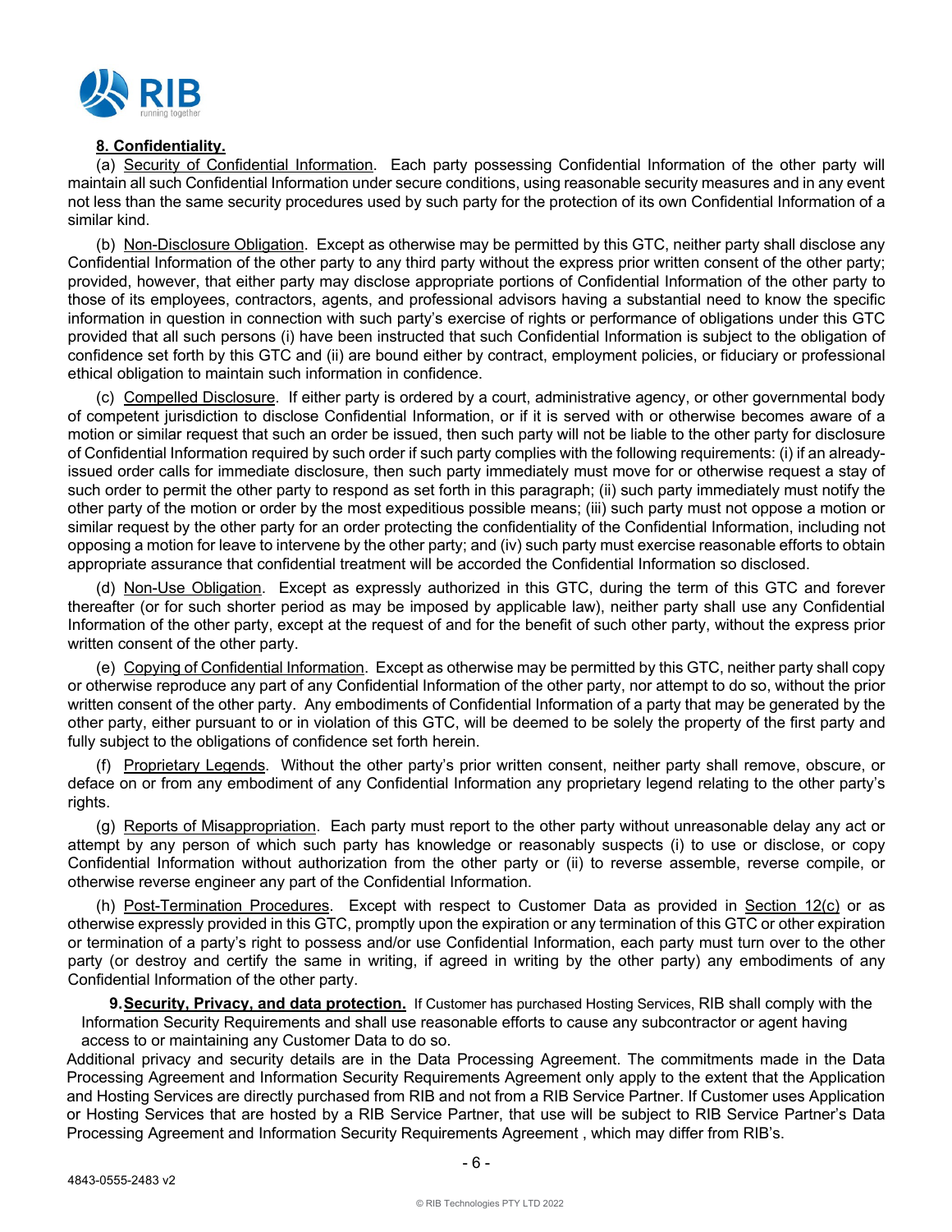**8. Confidentiality.**

(a) Security of Confidential Information. Each party possessing Confidential Information of the other party will maintain all such Confidential Information under secure conditions, using reasonable security measures and in any event not less than the same security procedures used by such party for the protection of its own Confidential Information of a similar kind.

(b) Non-Disclosure Obligation. Except as otherwise may be permitted by this GTC, neither party shall disclose any Confidential Information of the other party to any third party without the express prior written consent of the other party; provided, however, that either party may disclose appropriate portions of Confidential Information of the other party to those of its employees, contractors, agents, and professional advisors having a substantial need to know the specific information in question in connection with such party's exercise of rights or performance of obligations under this GTC provided that all such persons (i) have been instructed that such Confidential Information is subject to the obligation of confidence set forth by this GTC and (ii) are bound either by contract, employment policies, or fiduciary or professional ethical obligation to maintain such information in confidence.

(c) Compelled Disclosure. If either party is ordered by a court, administrative agency, or other governmental body of competent jurisdiction to disclose Confidential Information, or if it is served with or otherwise becomes aware of a motion or similar request that such an order be issued, then such party will not be liable to the other party for disclosure of Confidential Information required by such order if such party complies with the following requirements: (i) if an already-issued order calls for immediate disclosure, then such party immediately must move for or otherwise request a stay of such order to permit the other party to respond as set forth in this paragraph; (ii) such party immediately must notify the other party of the motion or order by the most expeditious possible means; (iii) such party must not oppose a motion or similar request by the other party for an order protecting the confidentiality of the Confidential Information, including not opposing a motion for leave to intervene by the other party; and (iv) such party must exercise reasonable efforts to obtain appropriate assurance that confidential treatment will be accorded the Confidential Information so disclosed.

(d) Non-Use Obligation. Except as expressly authorized in this GTC, during the term of this GTC and forever thereafter (or for such shorter period as may be imposed by applicable law), neither party shall use any Confidential Information of the other party, except at the request of and for the benefit of such other party, without the express prior written consent of the other party.

(e) Copying of Confidential Information. Except as otherwise may be permitted by this GTC, neither party shall copy or otherwise reproduce any part of any Confidential Information of the other party, nor attempt to do so, without the prior written consent of the other party. Any embodiments of Confidential Information of a party that may be generated by the other party, either pursuant to or in violation of this GTC, will be deemed to be solely the property of the first party and fully subject to the obligations of confidence set forth herein.

(f) Proprietary Legends. Without the other party's prior written consent, neither party shall remove, obscure, or deface on or from any embodiment of any Confidential Information any proprietary legend relating to the other party's rights.

(g) Reports of Misappropriation. Each party must report to the other party without unreasonable delay any act or attempt by any person of which such party has knowledge or reasonably suspects (i) to use or disclose, or copy Confidential Information without authorization from the other party or (ii) to reverse assemble, reverse compile, or otherwise reverse engineer any part of the Confidential Information.

(h) Post-Termination Procedures. Except with respect to Customer Data as provided in Section 12(c) or as otherwise expressly provided in this GTC, promptly upon the expiration or any termination of this GTC or other expiration or termination of a party's right to possess and/or use Confidential Information, each party must turn over to the other party (or destroy and certify the same in writing, if agreed in writing by the other party) any embodiments of any Confidential Information of the other party.

**9. Security, Privacy, and data protection.** If Customer has purchased Hosting Services, RIB shall comply with the Information Security Requirements and shall use reasonable efforts to cause any subcontractor or agent having access to or maintaining any Customer Data to do so.

Additional privacy and security details are in the Data Processing Agreement. The commitments made in the Data Processing Agreement and Information Security Requirements Agreement only apply to the extent that the Application and Hosting Services are directly purchased from RIB and not from a RIB Service Partner. If Customer uses Application or Hosting Services that are hosted by a RIB Service Partner, that use will be subject to RIB Service Partner's Data Processing Agreement and Information Security Requirements Agreement , which may differ from RIB's.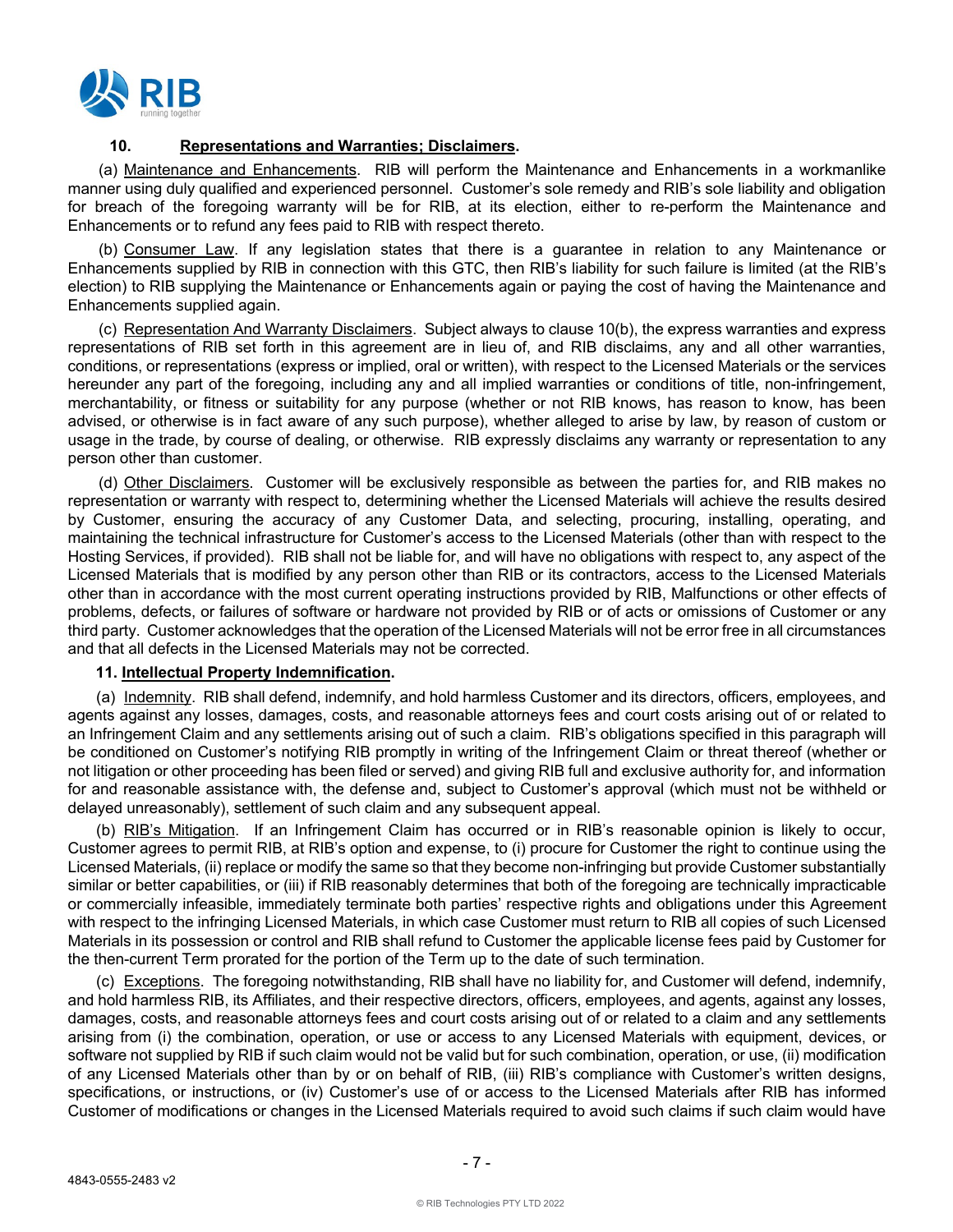**10. Representations and Warranties; Disclaimers.**

(a) Maintenance and Enhancements. RIB will perform the Maintenance and Enhancements in a workmanlike manner using duly qualified and experienced personnel. Customer's sole remedy and RIB's sole liability and obligation for breach of the foregoing warranty will be for RIB, at its election, either to re-perform the Maintenance and Enhancements or to refund any fees paid to RIB with respect thereto.

(b) Consumer Law. If any legislation states that there is a guarantee in relation to any Maintenance or Enhancements supplied by RIB in connection with this GTC, then RIB's liability for such failure is limited (at the RIB's election) to RIB supplying the Maintenance or Enhancements again or paying the cost of having the Maintenance and Enhancements supplied again.

(c) Representation And Warranty Disclaimers. Subject always to clause 10(b), the express warranties and express representations of RIB set forth in this agreement are in lieu of, and RIB disclaims, any and all other warranties, conditions, or representations (express or implied, oral or written), with respect to the Licensed Materials or the services hereunder any part of the foregoing, including any and all implied warranties or conditions of title, non-infringement, merchantability, or fitness or suitability for any purpose (whether or not RIB knows, has reason to know, has been advised, or otherwise is in fact aware of any such purpose), whether alleged to arise by law, by reason of custom or usage in the trade, by course of dealing, or otherwise. RIB expressly disclaims any warranty or representation to any person other than customer.

(d) Other Disclaimers. Customer will be exclusively responsible as between the parties for, and RIB makes no representation or warranty with respect to, determining whether the Licensed Materials will achieve the results desired by Customer, ensuring the accuracy of any Customer Data, and selecting, procuring, installing, operating, and maintaining the technical infrastructure for Customer's access to the Licensed Materials (other than with respect to the Hosting Services, if provided). RIB shall not be liable for, and will have no obligations with respect to, any aspect of the Licensed Materials that is modified by any person other than RIB or its contractors, access to the Licensed Materials other than in accordance with the most current operating instructions provided by RIB, Malfunctions or other effects of problems, defects, or failures of software or hardware not provided by RIB or of acts or omissions of Customer or any third party. Customer acknowledges that the operation of the Licensed Materials will not be error free in all circumstances and that all defects in the Licensed Materials may not be corrected.

**11. Intellectual Property Indemnification.**

(a) Indemnity. RIB shall defend, indemnify, and hold harmless Customer and its directors, officers, employees, and agents against any losses, damages, costs, and reasonable attorneys fees and court costs arising out of or related to an Infringement Claim and any settlements arising out of such a claim. RIB's obligations specified in this paragraph will be conditioned on Customer's notifying RIB promptly in writing of the Infringement Claim or threat thereof (whether or not litigation or other proceeding has been filed or served) and giving RIB full and exclusive authority for, and information for and reasonable assistance with, the defense and, subject to Customer's approval (which must not be withheld or delayed unreasonably), settlement of such claim and any subsequent appeal.

(b) RIB's Mitigation. If an Infringement Claim has occurred or in RIB's reasonable opinion is likely to occur, Customer agrees to permit RIB, at RIB's option and expense, to (i) procure for Customer the right to continue using the Licensed Materials, (ii) replace or modify the same so that they become non-infringing but provide Customer substantially similar or better capabilities, or (iii) if RIB reasonably determines that both of the foregoing are technically impracticable or commercially infeasible, immediately terminate both parties' respective rights and obligations under this Agreement with respect to the infringing Licensed Materials, in which case Customer must return to RIB all copies of such Licensed Materials in its possession or control and RIB shall refund to Customer the applicable license fees paid by Customer for the then-current Term prorated for the portion of the Term up to the date of such termination.

(c) Exceptions. The foregoing notwithstanding, RIB shall have no liability for, and Customer will defend, indemnify, and hold harmless RIB, its Affiliates, and their respective directors, officers, employees, and agents, against any losses, damages, costs, and reasonable attorneys fees and court costs arising out of or related to a claim and any settlements arising from (i) the combination, operation, or use or access to any Licensed Materials with equipment, devices, or software not supplied by RIB if such claim would not be valid but for such combination, operation, or use, (ii) modification of any Licensed Materials other than by or on behalf of RIB, (iii) RIB's compliance with Customer's written designs, specifications, or instructions, or (iv) Customer's use of or access to the Licensed Materials after RIB has informed Customer of modifications or changes in the Licensed Materials required to avoid such claims if such claim would have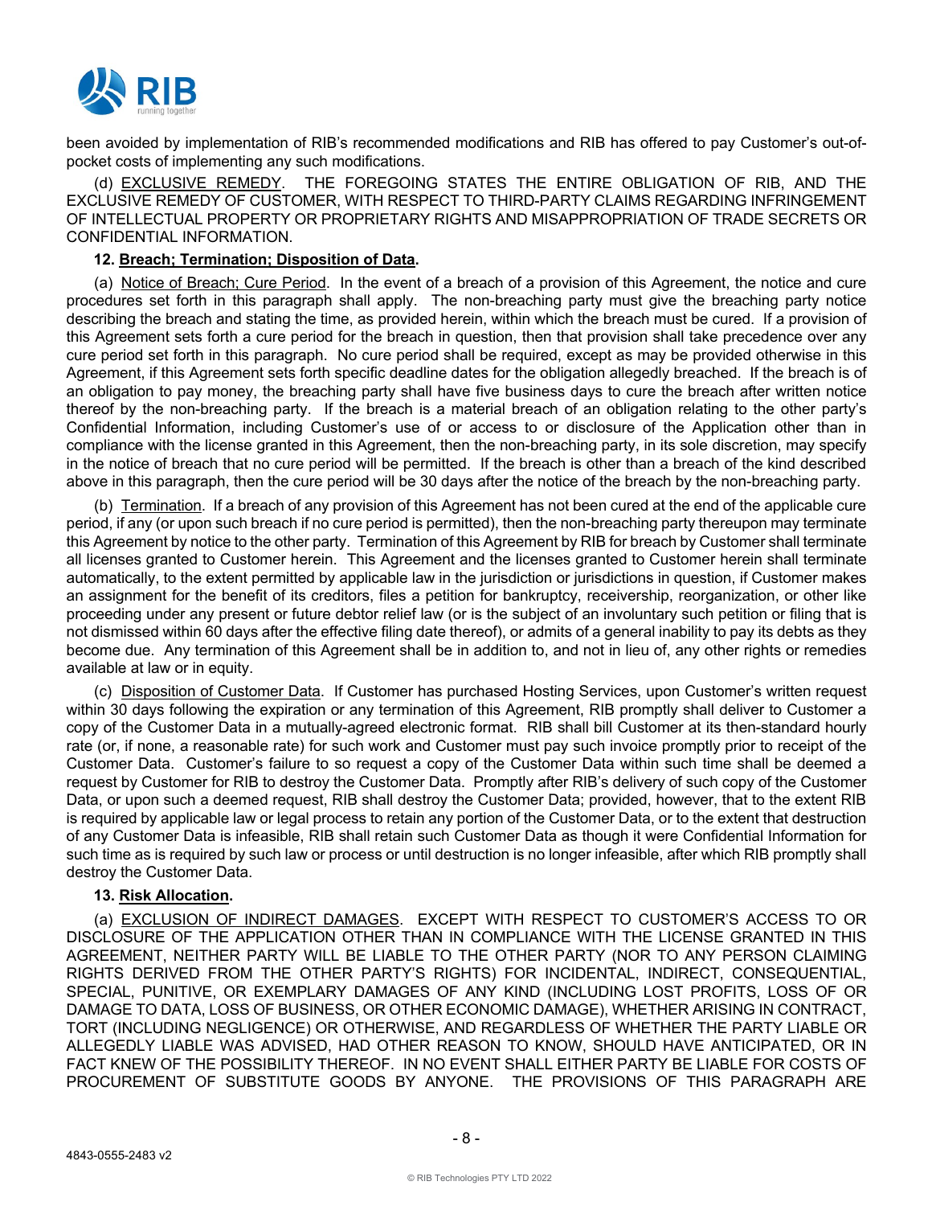been avoided by implementation of RIB's recommended modifications and RIB has offered to pay Customer's out-of-pocket costs of implementing any such modifications.

(d) EXCLUSIVE REMEDY. THE FOREGOING STATES THE ENTIRE OBLIGATION OF RIB, AND THE EXCLUSIVE REMEDY OF CUSTOMER, WITH RESPECT TO THIRD-PARTY CLAIMS REGARDING INFRINGEMENT OF INTELLECTUAL PROPERTY OR PROPRIETARY RIGHTS AND MISAPPROPRIATION OF TRADE SECRETS OR CONFIDENTIAL INFORMATION.

**12. Breach; Termination; Disposition of Data.**

(a) Notice of Breach; Cure Period. In the event of a breach of a provision of this Agreement, the notice and cure procedures set forth in this paragraph shall apply. The non-breaching party must give the breaching party notice describing the breach and stating the time, as provided herein, within which the breach must be cured. If a provision of this Agreement sets forth a cure period for the breach in question, then that provision shall take precedence over any cure period set forth in this paragraph. No cure period shall be required, except as may be provided otherwise in this Agreement, if this Agreement sets forth specific deadline dates for the obligation allegedly breached. If the breach is of an obligation to pay money, the breaching party shall have five business days to cure the breach after written notice thereof by the non-breaching party. If the breach is a material breach of an obligation relating to the other party's Confidential Information, including Customer's use of or access to or disclosure of the Application other than in compliance with the license granted in this Agreement, then the non-breaching party, in its sole discretion, may specify in the notice of breach that no cure period will be permitted. If the breach is other than a breach of the kind described above in this paragraph, then the cure period will be 30 days after the notice of the breach by the non-breaching party.

(b) Termination. If a breach of any provision of this Agreement has not been cured at the end of the applicable cure period, if any (or upon such breach if no cure period is permitted), then the non-breaching party thereupon may terminate this Agreement by notice to the other party. Termination of this Agreement by RIB for breach by Customer shall terminate all licenses granted to Customer herein. This Agreement and the licenses granted to Customer herein shall terminate automatically, to the extent permitted by applicable law in the jurisdiction or jurisdictions in question, if Customer makes an assignment for the benefit of its creditors, files a petition for bankruptcy, receivership, reorganization, or other like proceeding under any present or future debtor relief law (or is the subject of an involuntary such petition or filing that is not dismissed within 60 days after the effective filing date thereof), or admits of a general inability to pay its debts as they become due. Any termination of this Agreement shall be in addition to, and not in lieu of, any other rights or remedies available at law or in equity.

(c) Disposition of Customer Data. If Customer has purchased Hosting Services, upon Customer's written request within 30 days following the expiration or any termination of this Agreement, RIB promptly shall deliver to Customer a copy of the Customer Data in a mutually-agreed electronic format. RIB shall bill Customer at its then-standard hourly rate (or, if none, a reasonable rate) for such work and Customer must pay such invoice promptly prior to receipt of the Customer Data. Customer's failure to so request a copy of the Customer Data within such time shall be deemed a request by Customer for RIB to destroy the Customer Data. Promptly after RIB's delivery of such copy of the Customer Data, or upon such a deemed request, RIB shall destroy the Customer Data; provided, however, that to the extent RIB is required by applicable law or legal process to retain any portion of the Customer Data, or to the extent that destruction of any Customer Data is infeasible, RIB shall retain such Customer Data as though it were Confidential Information for such time as is required by such law or process or until destruction is no longer infeasible, after which RIB promptly shall destroy the Customer Data.

**13. Risk Allocation.**

(a) EXCLUSION OF INDIRECT DAMAGES. EXCEPT WITH RESPECT TO CUSTOMER'S ACCESS TO OR DISCLOSURE OF THE APPLICATION OTHER THAN IN COMPLIANCE WITH THE LICENSE GRANTED IN THIS AGREEMENT, NEITHER PARTY WILL BE LIABLE TO THE OTHER PARTY (NOR TO ANY PERSON CLAIMING RIGHTS DERIVED FROM THE OTHER PARTY'S RIGHTS) FOR INCIDENTAL, INDIRECT, CONSEQUENTIAL, SPECIAL, PUNITIVE, OR EXEMPLARY DAMAGES OF ANY KIND (INCLUDING LOST PROFITS, LOSS OF OR DAMAGE TO DATA, LOSS OF BUSINESS, OR OTHER ECONOMIC DAMAGE), WHETHER ARISING IN CONTRACT, TORT (INCLUDING NEGLIGENCE) OR OTHERWISE, AND REGARDLESS OF WHETHER THE PARTY LIABLE OR ALLEGEDLY LIABLE WAS ADVISED, HAD OTHER REASON TO KNOW, SHOULD HAVE ANTICIPATED, OR IN FACT KNEW OF THE POSSIBILITY THEREOF. IN NO EVENT SHALL EITHER PARTY BE LIABLE FOR COSTS OF PROCUREMENT OF SUBSTITUTE GOODS BY ANYONE. THE PROVISIONS OF THIS PARAGRAPH ARE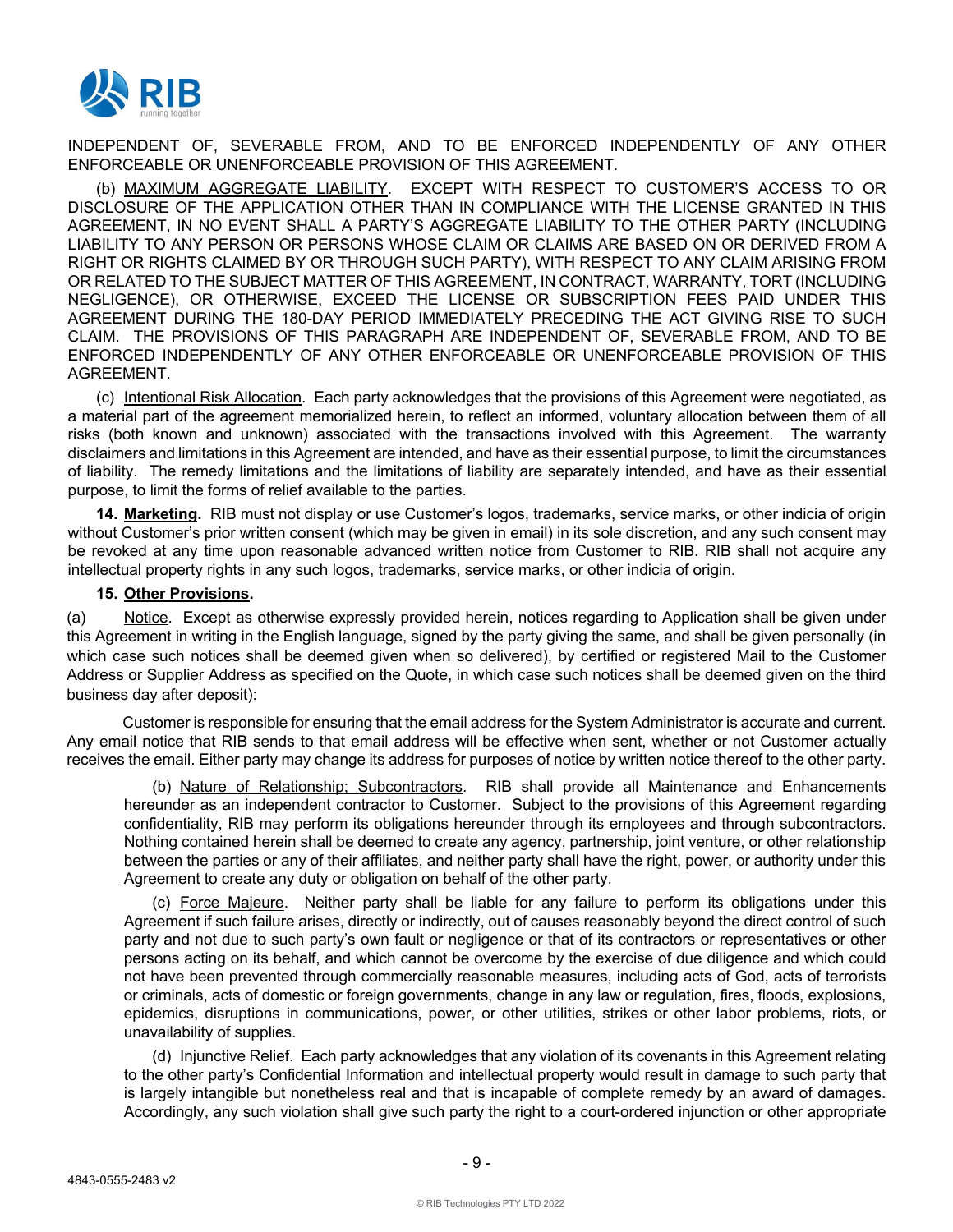INDEPENDENT OF, SEVERABLE FROM, AND TO BE ENFORCED INDEPENDENTLY OF ANY OTHER ENFORCEABLE OR UNENFORCEABLE PROVISION OF THIS AGREEMENT.

(b) MAXIMUM AGGREGATE LIABILITY. EXCEPT WITH RESPECT TO CUSTOMER'S ACCESS TO OR DISCLOSURE OF THE APPLICATION OTHER THAN IN COMPLIANCE WITH THE LICENSE GRANTED IN THIS AGREEMENT, IN NO EVENT SHALL A PARTY'S AGGREGATE LIABILITY TO THE OTHER PARTY (INCLUDING LIABILITY TO ANY PERSON OR PERSONS WHOSE CLAIM OR CLAIMS ARE BASED ON OR DERIVED FROM A RIGHT OR RIGHTS CLAIMED BY OR THROUGH SUCH PARTY), WITH RESPECT TO ANY CLAIM ARISING FROM OR RELATED TO THE SUBJECT MATTER OF THIS AGREEMENT, IN CONTRACT, WARRANTY, TORT (INCLUDING NEGLIGENCE), OR OTHERWISE, EXCEED THE LICENSE OR SUBSCRIPTION FEES PAID UNDER THIS AGREEMENT DURING THE 180-DAY PERIOD IMMEDIATELY PRECEDING THE ACT GIVING RISE TO SUCH CLAIM. THE PROVISIONS OF THIS PARAGRAPH ARE INDEPENDENT OF, SEVERABLE FROM, AND TO BE ENFORCED INDEPENDENTLY OF ANY OTHER ENFORCEABLE OR UNENFORCEABLE PROVISION OF THIS AGREEMENT.

(c) Intentional Risk Allocation. Each party acknowledges that the provisions of this Agreement were negotiated, as a material part of the agreement memorialized herein, to reflect an informed, voluntary allocation between them of all risks (both known and unknown) associated with the transactions involved with this Agreement. The warranty disclaimers and limitations in this Agreement are intended, and have as their essential purpose, to limit the circumstances of liability. The remedy limitations and the limitations of liability are separately intended, and have as their essential purpose, to limit the forms of relief available to the parties.

**14. Marketing.** RIB must not display or use Customer's logos, trademarks, service marks, or other indicia of origin without Customer's prior written consent (which may be given in email) in its sole discretion, and any such consent may be revoked at any time upon reasonable advanced written notice from Customer to RIB. RIB shall not acquire any intellectual property rights in any such logos, trademarks, service marks, or other indicia of origin.

**15. Other Provisions.**

(a) Notice. Except as otherwise expressly provided herein, notices regarding to Application shall be given under this Agreement in writing in the English language, signed by the party giving the same, and shall be given personally (in which case such notices shall be deemed given when so delivered), by certified or registered Mail to the Customer Address or Supplier Address as specified on the Quote, in which case such notices shall be deemed given on the third business day after deposit):

Customer is responsible for ensuring that the email address for the System Administrator is accurate and current. Any email notice that RIB sends to that email address will be effective when sent, whether or not Customer actually receives the email. Either party may change its address for purposes of notice by written notice thereof to the other party.

(b) Nature of Relationship; Subcontractors. RIB shall provide all Maintenance and Enhancements hereunder as an independent contractor to Customer. Subject to the provisions of this Agreement regarding confidentiality, RIB may perform its obligations hereunder through its employees and through subcontractors. Nothing contained herein shall be deemed to create any agency, partnership, joint venture, or other relationship between the parties or any of their affiliates, and neither party shall have the right, power, or authority under this Agreement to create any duty or obligation on behalf of the other party.

(c) Force Majeure. Neither party shall be liable for any failure to perform its obligations under this Agreement if such failure arises, directly or indirectly, out of causes reasonably beyond the direct control of such party and not due to such party's own fault or negligence or that of its contractors or representatives or other persons acting on its behalf, and which cannot be overcome by the exercise of due diligence and which could not have been prevented through commercially reasonable measures, including acts of God, acts of terrorists or criminals, acts of domestic or foreign governments, change in any law or regulation, fires, floods, explosions, epidemics, disruptions in communications, power, or other utilities, strikes or other labor problems, riots, or unavailability of supplies.

(d) Injunctive Relief. Each party acknowledges that any violation of its covenants in this Agreement relating to the other party's Confidential Information and intellectual property would result in damage to such party that is largely intangible but nonetheless real and that is incapable of complete remedy by an award of damages. Accordingly, any such violation shall give such party the right to a court-ordered injunction or other appropriate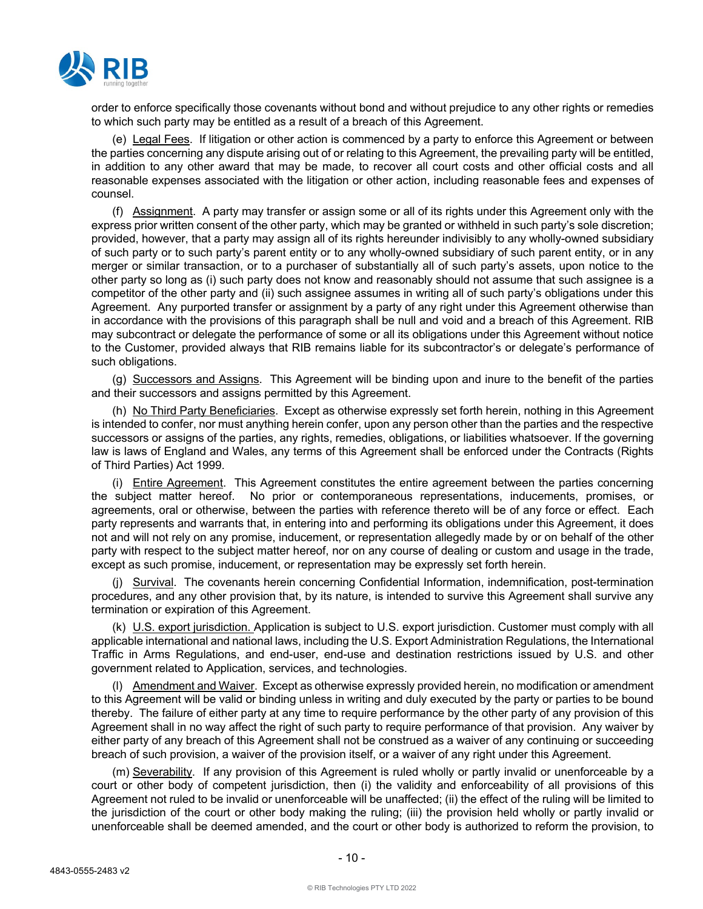order to enforce specifically those covenants without bond and without prejudice to any other rights or remedies to which such party may be entitled as a result of a breach of this Agreement.

(e) Legal Fees. If litigation or other action is commenced by a party to enforce this Agreement or between the parties concerning any dispute arising out of or relating to this Agreement, the prevailing party will be entitled, in addition to any other award that may be made, to recover all court costs and other official costs and all reasonable expenses associated with the litigation or other action, including reasonable fees and expenses of counsel.

(f) Assignment. A party may transfer or assign some or all of its rights under this Agreement only with the express prior written consent of the other party, which may be granted or withheld in such party's sole discretion; provided, however, that a party may assign all of its rights hereunder indivisibly to any wholly-owned subsidiary of such party or to such party's parent entity or to any wholly-owned subsidiary of such parent entity, or in any merger or similar transaction, or to a purchaser of substantially all of such party's assets, upon notice to the other party so long as (i) such party does not know and reasonably should not assume that such assignee is a competitor of the other party and (ii) such assignee assumes in writing all of such party's obligations under this Agreement. Any purported transfer or assignment by a party of any right under this Agreement otherwise than in accordance with the provisions of this paragraph shall be null and void and a breach of this Agreement. RIB may subcontract or delegate the performance of some or all its obligations under this Agreement without notice to the Customer, provided always that RIB remains liable for its subcontractor's or delegate's performance of such obligations.

(g) Successors and Assigns. This Agreement will be binding upon and inure to the benefit of the parties and their successors and assigns permitted by this Agreement.

(h) No Third Party Beneficiaries. Except as otherwise expressly set forth herein, nothing in this Agreement is intended to confer, nor must anything herein confer, upon any person other than the parties and the respective successors or assigns of the parties, any rights, remedies, obligations, or liabilities whatsoever. If the governing law is laws of England and Wales, any terms of this Agreement shall be enforced under the Contracts (Rights of Third Parties) Act 1999.

(i) Entire Agreement. This Agreement constitutes the entire agreement between the parties concerning the subject matter hereof. No prior or contemporaneous representations, inducements, promises, or agreements, oral or otherwise, between the parties with reference thereto will be of any force or effect. Each party represents and warrants that, in entering into and performing its obligations under this Agreement, it does not and will not rely on any promise, inducement, or representation allegedly made by or on behalf of the other party with respect to the subject matter hereof, nor on any course of dealing or custom and usage in the trade, except as such promise, inducement, or representation may be expressly set forth herein.

(j) Survival. The covenants herein concerning Confidential Information, indemnification, post-termination procedures, and any other provision that, by its nature, is intended to survive this Agreement shall survive any termination or expiration of this Agreement.

(k) U.S. export jurisdiction. Application is subject to U.S. export jurisdiction. Customer must comply with all applicable international and national laws, including the U.S. Export Administration Regulations, the International Traffic in Arms Regulations, and end-user, end-use and destination restrictions issued by U.S. and other government related to Application, services, and technologies.

(l) Amendment and Waiver. Except as otherwise expressly provided herein, no modification or amendment to this Agreement will be valid or binding unless in writing and duly executed by the party or parties to be bound thereby. The failure of either party at any time to require performance by the other party of any provision of this Agreement shall in no way affect the right of such party to require performance of that provision. Any waiver by either party of any breach of this Agreement shall not be construed as a waiver of any continuing or succeeding breach of such provision, a waiver of the provision itself, or a waiver of any right under this Agreement.

(m) Severability. If any provision of this Agreement is ruled wholly or partly invalid or unenforceable by a court or other body of competent jurisdiction, then (i) the validity and enforceability of all provisions of this Agreement not ruled to be invalid or unenforceable will be unaffected; (ii) the effect of the ruling will be limited to the jurisdiction of the court or other body making the ruling; (iii) the provision held wholly or partly invalid or unenforceable shall be deemed amended, and the court or other body is authorized to reform the provision, to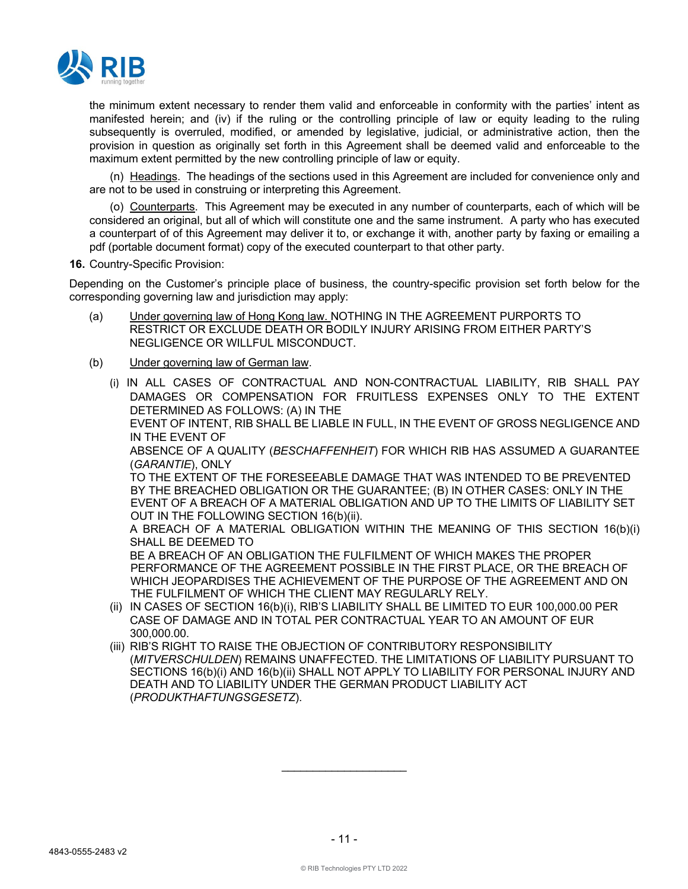the minimum extent necessary to render them valid and enforceable in conformity with the parties' intent as manifested herein; and (iv) if the ruling or the controlling principle of law or equity leading to the ruling subsequently is overruled, modified, or amended by legislative, judicial, or administrative action, then the provision in question as originally set forth in this Agreement shall be deemed valid and enforceable to the maximum extent permitted by the new controlling principle of law or equity.

(n) Headings. The headings of the sections used in this Agreement are included for convenience only and are not to be used in construing or interpreting this Agreement.

(o) Counterparts. This Agreement may be executed in any number of counterparts, each of which will be considered an original, but all of which will constitute one and the same instrument. A party who has executed a counterpart of of this Agreement may deliver it to, or exchange it with, another party by faxing or emailing a pdf (portable document format) copy of the executed counterpart to that other party.

**16.** Country-Specific Provision:

Depending on the Customer's principle place of business, the country-specific provision set forth below for the corresponding governing law and jurisdiction may apply:

(a) Under governing law of Hong Kong law. NOTHING IN THE AGREEMENT PURPORTS TO RESTRICT OR EXCLUDE DEATH OR BODILY INJURY ARISING FROM EITHER PARTY'S NEGLIGENCE OR WILLFUL MISCONDUCT.

(b) Under governing law of German law.

(i) IN ALL CASES OF CONTRACTUAL AND NON-CONTRACTUAL LIABILITY, RIB SHALL PAY DAMAGES OR COMPENSATION FOR FRUITLESS EXPENSES ONLY TO THE EXTENT DETERMINED AS FOLLOWS: (A) IN THE EVENT OF INTENT, RIB SHALL BE LIABLE IN FULL, IN THE EVENT OF GROSS NEGLIGENCE AND IN THE EVENT OF ABSENCE OF A QUALITY (*BESCHAFFENHEIT*) FOR WHICH RIB HAS ASSUMED A GUARANTEE (*GARANTIE*), ONLY TO THE EXTENT OF THE FORESEEABLE DAMAGE THAT WAS INTENDED TO BE PREVENTED BY THE BREACHED OBLIGATION OR THE GUARANTEE; (B) IN OTHER CASES: ONLY IN THE EVENT OF A BREACH OF A MATERIAL OBLIGATION AND UP TO THE LIMITS OF LIABILITY SET OUT IN THE FOLLOWING SECTION 16(b)(ii).
A BREACH OF A MATERIAL OBLIGATION WITHIN THE MEANING OF THIS SECTION 16(b)(i) SHALL BE DEEMED TO BE A BREACH OF AN OBLIGATION THE FULFILMENT OF WHICH MAKES THE PROPER PERFORMANCE OF THE AGREEMENT POSSIBLE IN THE FIRST PLACE, OR THE BREACH OF WHICH JEOPARDISES THE ACHIEVEMENT OF THE PURPOSE OF THE AGREEMENT AND ON THE FULFILMENT OF WHICH THE CLIENT MAY REGULARLY RELY.

(ii) IN CASES OF SECTION 16(b)(i), RIB'S LIABILITY SHALL BE LIMITED TO EUR 100,000.00 PER CASE OF DAMAGE AND IN TOTAL PER CONTRACTUAL YEAR TO AN AMOUNT OF EUR 300,000.00.

(iii) RIB'S RIGHT TO RAISE THE OBJECTION OF CONTRIBUTORY RESPONSIBILITY (*MITVERSCHULDEN*) REMAINS UNAFFECTED. THE LIMITATIONS OF LIABILITY PURSUANT TO SECTIONS 16(b)(i) AND 16(b)(ii) SHALL NOT APPLY TO LIABILITY FOR PERSONAL INJURY AND DEATH AND TO LIABILITY UNDER THE GERMAN PRODUCT LIABILITY ACT (*PRODUKTHAFTUNGSGESETZ*).

\_\_\_\_\_\_\_\_\_\_\_\_\_\_\_\_\_\_\_\_